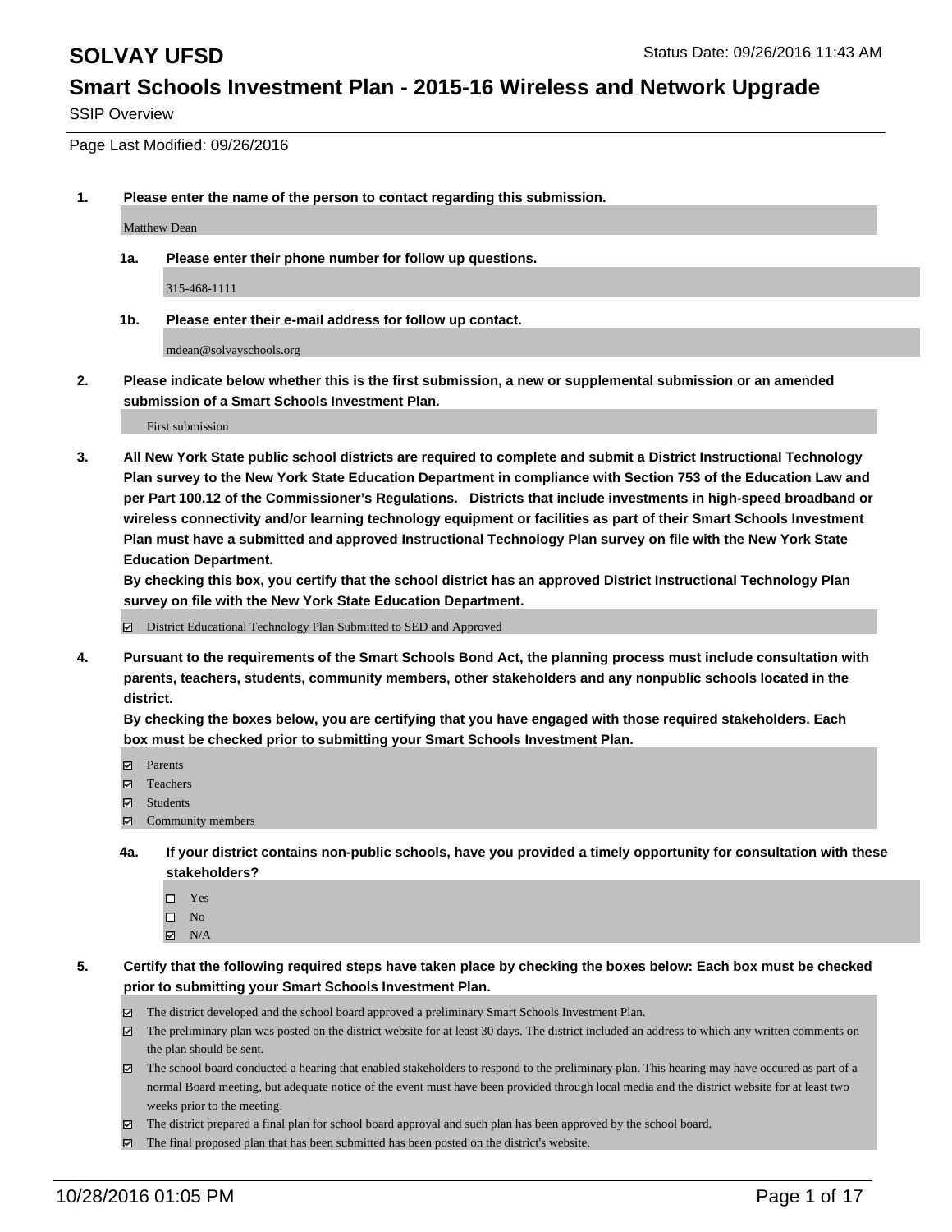# SOLVAY UFSD

Status Date: 09/26/2016 11:43 AM

## Smart Schools Investment Plan - 2015-16 Wireless and Network Upgrade

SSIP Overview

Page Last Modified: 09/26/2016

**1. Please enter the name of the person to contact regarding this submission.**

Matthew Dean

**1a. Please enter their phone number for follow up questions.**

315-468-1111

**1b. Please enter their e-mail address for follow up contact.**

mdean@solvayschools.org

**2. Please indicate below whether this is the first submission, a new or supplemental submission or an amended submission of a Smart Schools Investment Plan.**

First submission

**3. All New York State public school districts are required to complete and submit a District Instructional Technology Plan survey to the New York State Education Department in compliance with Section 753 of the Education Law and per Part 100.12 of the Commissioner's Regulations. Districts that include investments in high-speed broadband or wireless connectivity and/or learning technology equipment or facilities as part of their Smart Schools Investment Plan must have a submitted and approved Instructional Technology Plan survey on file with the New York State Education Department.**
**By checking this box, you certify that the school district has an approved District Instructional Technology Plan survey on file with the New York State Education Department.**

- [x] District Educational Technology Plan Submitted to SED and Approved

**4. Pursuant to the requirements of the Smart Schools Bond Act, the planning process must include consultation with parents, teachers, students, community members, other stakeholders and any nonpublic schools located in the district.**
**By checking the boxes below, you are certifying that you have engaged with those required stakeholders. Each box must be checked prior to submitting your Smart Schools Investment Plan.**

- [x] Parents
- [x] Teachers
- [x] Students
- [x] Community members

**4a. If your district contains non-public schools, have you provided a timely opportunity for consultation with these stakeholders?**

- [ ] Yes
- [ ] No
- [x] N/A

**5. Certify that the following required steps have taken place by checking the boxes below: Each box must be checked prior to submitting your Smart Schools Investment Plan.**

- [x] The district developed and the school board approved a preliminary Smart Schools Investment Plan.
- [x] The preliminary plan was posted on the district website for at least 30 days. The district included an address to which any written comments on the plan should be sent.
- [x] The school board conducted a hearing that enabled stakeholders to respond to the preliminary plan. This hearing may have occured as part of a normal Board meeting, but adequate notice of the event must have been provided through local media and the district website for at least two weeks prior to the meeting.
- [x] The district prepared a final plan for school board approval and such plan has been approved by the school board.
- [x] The final proposed plan that has been submitted has been posted on the district's website.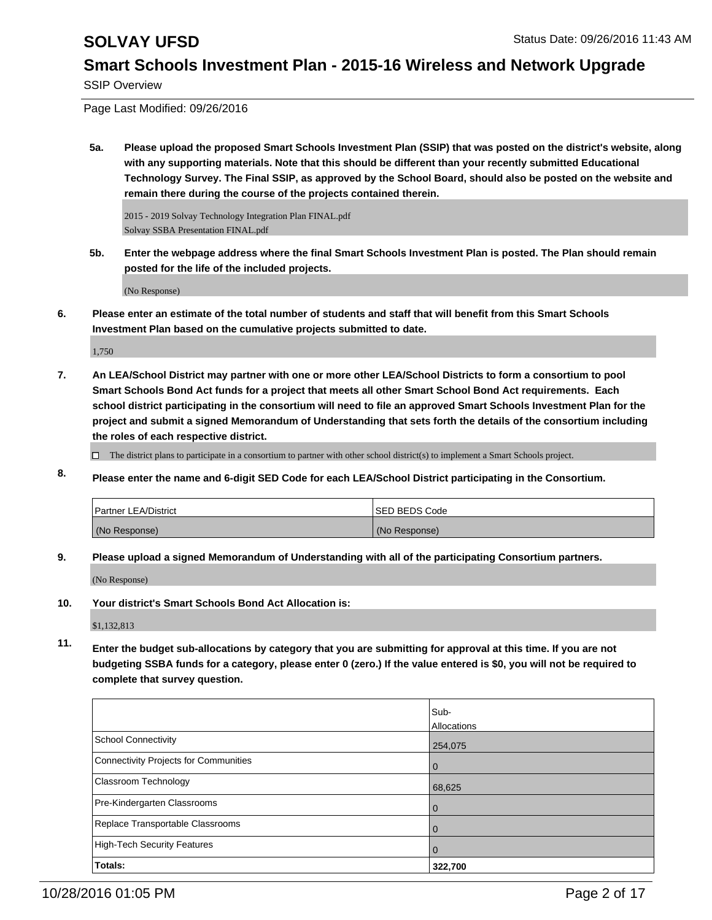**5a.** **Please upload the proposed Smart Schools Investment Plan (SSIP) that was posted on the district's website, along with any supporting materials. Note that this should be different than your recently submitted Educational Technology Survey. The Final SSIP, as approved by the School Board, should also be posted on the website and remain there during the course of the projects contained therein.**

2015 - 2019 Solvay Technology Integration Plan FINAL.pdf
Solvay SSBA Presentation FINAL.pdf

**5b.** **Enter the webpage address where the final Smart Schools Investment Plan is posted. The Plan should remain posted for the life of the included projects.**

(No Response)

**6.** **Please enter an estimate of the total number of students and staff that will benefit from this Smart Schools Investment Plan based on the cumulative projects submitted to date.**

1,750

**7.** **An LEA/School District may partner with one or more other LEA/School Districts to form a consortium to pool Smart Schools Bond Act funds for a project that meets all other Smart School Bond Act requirements. Each school district participating in the consortium will need to file an approved Smart Schools Investment Plan for the project and submit a signed Memorandum of Understanding that sets forth the details of the consortium including the roles of each respective district.**

☐ The district plans to participate in a consortium to partner with other school district(s) to implement a Smart Schools project.

**8.** **Please enter the name and 6-digit SED Code for each LEA/School District participating in the Consortium.**

| Partner LEA/District | SED BEDS Code |
|---|---|
| (No Response) | (No Response) |

**9.** **Please upload a signed Memorandum of Understanding with all of the participating Consortium partners.**

(No Response)

**10.** **Your district's Smart Schools Bond Act Allocation is:**

$1,132,813

**11.** **Enter the budget sub-allocations by category that you are submitting for approval at this time. If you are not budgeting SSBA funds for a category, please enter 0 (zero.) If the value entered is $0, you will not be required to complete that survey question.**

| | Sub-Allocations |
|---|---|
| School Connectivity | 254,075 |
| Connectivity Projects for Communities | 0 |
| Classroom Technology | 68,625 |
| Pre-Kindergarten Classrooms | 0 |
| Replace Transportable Classrooms | 0 |
| High-Tech Security Features | 0 |
| **Totals:** | **322,700** |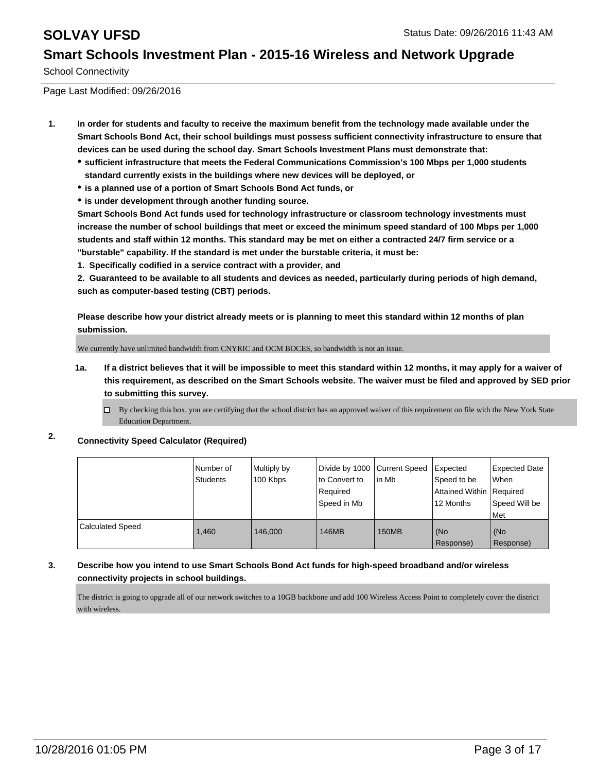# SOLVAY UFSD

## Smart Schools Investment Plan - 2015-16 Wireless and Network Upgrade

School Connectivity

Page Last Modified: 09/26/2016

**1. In order for students and faculty to receive the maximum benefit from the technology made available under the Smart Schools Bond Act, their school buildings must possess sufficient connectivity infrastructure to ensure that devices can be used during the school day. Smart Schools Investment Plans must demonstrate that:**

- **sufficient infrastructure that meets the Federal Communications Commission's 100 Mbps per 1,000 students standard currently exists in the buildings where new devices will be deployed, or**
- **is a planned use of a portion of Smart Schools Bond Act funds, or**
- **is under development through another funding source.**

**Smart Schools Bond Act funds used for technology infrastructure or classroom technology investments must increase the number of school buildings that meet or exceed the minimum speed standard of 100 Mbps per 1,000 students and staff within 12 months. This standard may be met on either a contracted 24/7 firm service or a "burstable" capability. If the standard is met under the burstable criteria, it must be:**

**1. Specifically codified in a service contract with a provider, and**

**2. Guaranteed to be available to all students and devices as needed, particularly during periods of high demand, such as computer-based testing (CBT) periods.**

**Please describe how your district already meets or is planning to meet this standard within 12 months of plan submission.**

We currently have unlimited bandwidth from CNYRIC and OCM BOCES, so bandwidth is not an issue.

**1a. If a district believes that it will be impossible to meet this standard within 12 months, it may apply for a waiver of this requirement, as described on the Smart Schools website. The waiver must be filed and approved by SED prior to submitting this survey.**

☐ By checking this box, you are certifying that the school district has an approved waiver of this requirement on file with the New York State Education Department.

**2. Connectivity Speed Calculator (Required)**

| | Number of Students | Multiply by 100 Kbps | Divide by 1000 to Convert to Required Speed in Mb | Current Speed in Mb | Expected Speed to be Attained Within 12 Months | Expected Date When Required Speed Will be Met |
|---|---|---|---|---|---|---|
| Calculated Speed | 1,460 | 146,000 | 146MB | 150MB | (No Response) | (No Response) |

**3. Describe how you intend to use Smart Schools Bond Act funds for high-speed broadband and/or wireless connectivity projects in school buildings.**

The district is going to upgrade all of our network switches to a 10GB backbone and add 100 Wireless Access Point to completely cover the district with wireless.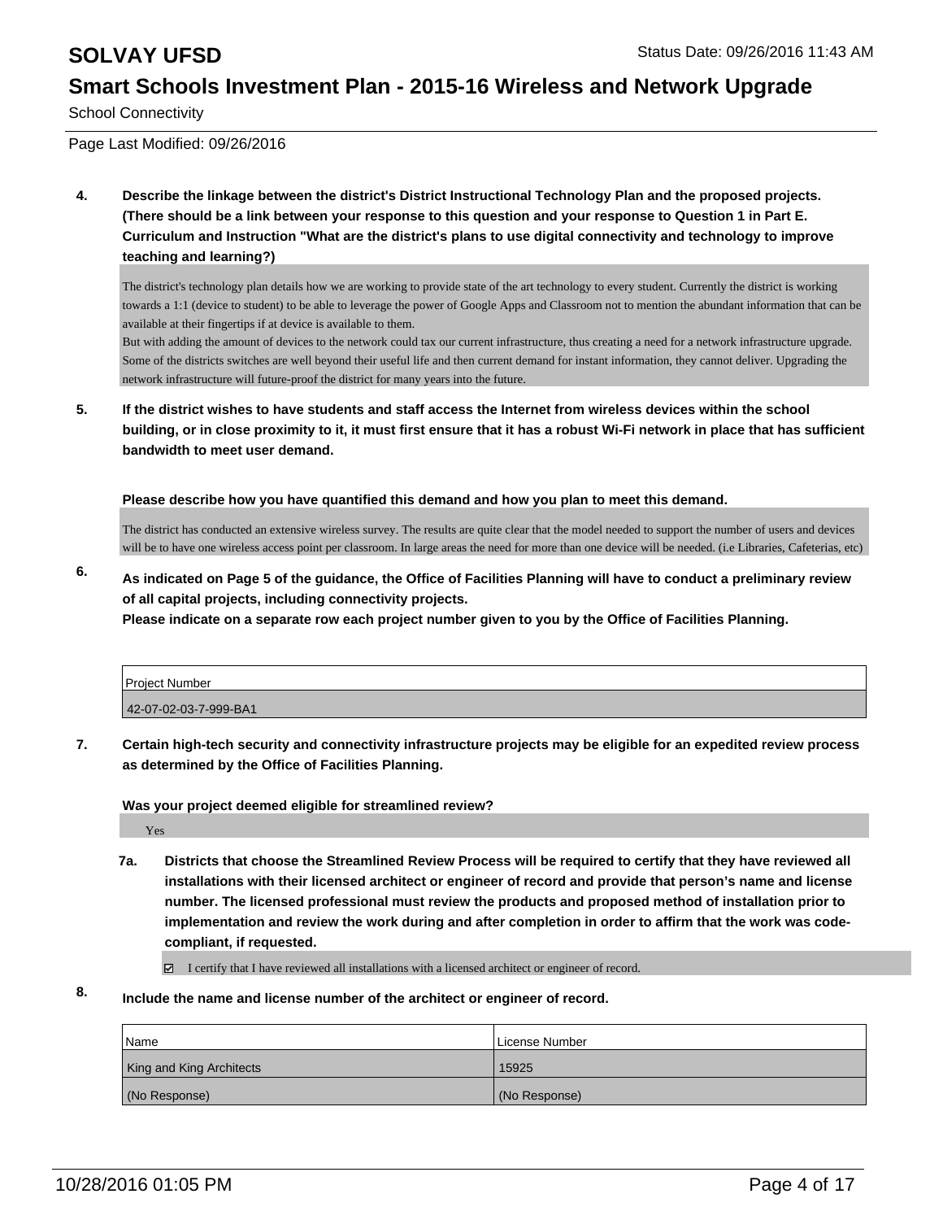**4. Describe the linkage between the district's District Instructional Technology Plan and the proposed projects. (There should be a link between your response to this question and your response to Question 1 in Part E. Curriculum and Instruction "What are the district's plans to use digital connectivity and technology to improve teaching and learning?)**

The district's technology plan details how we are working to provide state of the art technology to every student. Currently the district is working towards a 1:1 (device to student) to be able to leverage the power of Google Apps and Classroom not to mention the abundant information that can be available at their fingertips if at device is available to them.
But with adding the amount of devices to the network could tax our current infrastructure, thus creating a need for a network infrastructure upgrade. Some of the districts switches are well beyond their useful life and then current demand for instant information, they cannot deliver. Upgrading the network infrastructure will future-proof the district for many years into the future.

**5. If the district wishes to have students and staff access the Internet from wireless devices within the school building, or in close proximity to it, it must first ensure that it has a robust Wi-Fi network in place that has sufficient bandwidth to meet user demand.**

**Please describe how you have quantified this demand and how you plan to meet this demand.**

The district has conducted an extensive wireless survey. The results are quite clear that the model needed to support the number of users and devices will be to have one wireless access point per classroom. In large areas the need for more than one device will be needed. (i.e Libraries, Cafeterias, etc)

**6. As indicated on Page 5 of the guidance, the Office of Facilities Planning will have to conduct a preliminary review of all capital projects, including connectivity projects.**
**Please indicate on a separate row each project number given to you by the Office of Facilities Planning.**

| Project Number |
| --- |
| 42-07-02-03-7-999-BA1 |

**7. Certain high-tech security and connectivity infrastructure projects may be eligible for an expedited review process as determined by the Office of Facilities Planning.**

**Was your project deemed eligible for streamlined review?**

Yes

**7a. Districts that choose the Streamlined Review Process will be required to certify that they have reviewed all installations with their licensed architect or engineer of record and provide that person's name and license number. The licensed professional must review the products and proposed method of installation prior to implementation and review the work during and after completion in order to affirm that the work was code-compliant, if requested.**

☑ I certify that I have reviewed all installations with a licensed architect or engineer of record.

**8. Include the name and license number of the architect or engineer of record.**

| Name | License Number |
| --- | --- |
| King and King Architects | 15925 |
| (No Response) | (No Response) |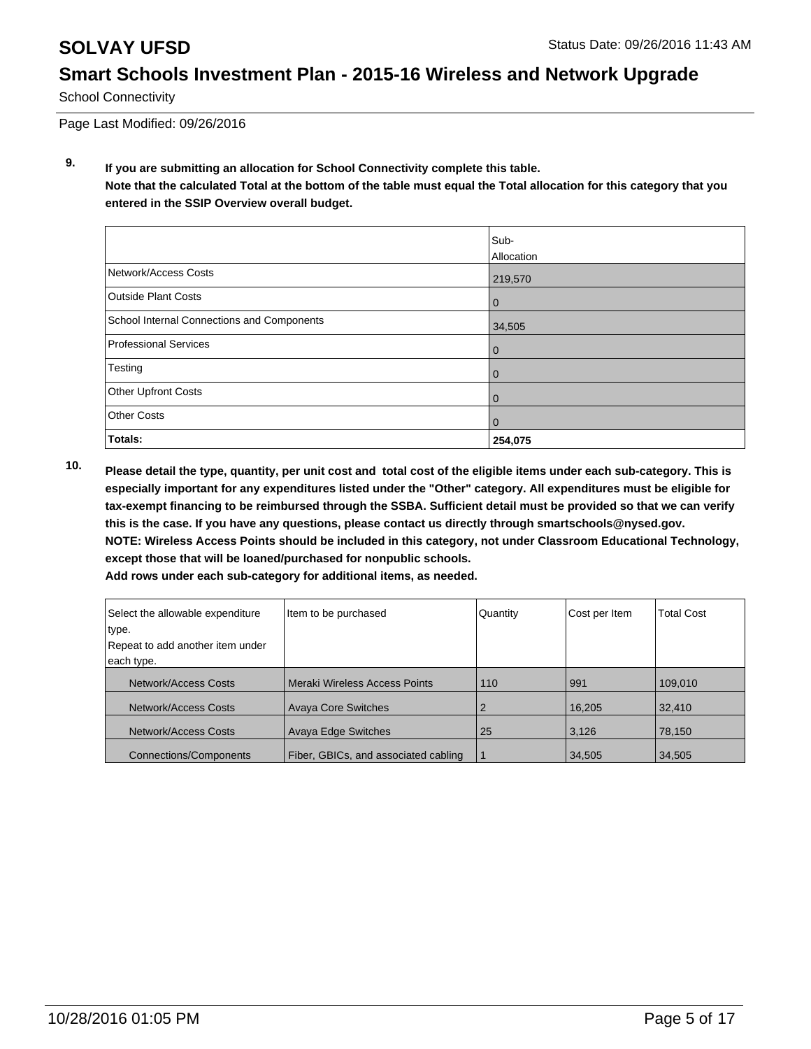# SOLVAY UFSD

Status Date: 09/26/2016 11:43 AM

## Smart Schools Investment Plan - 2015-16 Wireless and Network Upgrade

School Connectivity

Page Last Modified: 09/26/2016

**9. If you are submitting an allocation for School Connectivity complete this table.**
**Note that the calculated Total at the bottom of the table must equal the Total allocation for this category that you entered in the SSIP Overview overall budget.**

| | Sub-Allocation |
|---|---|
| Network/Access Costs | 219,570 |
| Outside Plant Costs | 0 |
| School Internal Connections and Components | 34,505 |
| Professional Services | 0 |
| Testing | 0 |
| Other Upfront Costs | 0 |
| Other Costs | 0 |
| **Totals:** | **254,075** |

**10. Please detail the type, quantity, per unit cost and total cost of the eligible items under each sub-category. This is especially important for any expenditures listed under the "Other" category. All expenditures must be eligible for tax-exempt financing to be reimbursed through the SSBA. Sufficient detail must be provided so that we can verify this is the case. If you have any questions, please contact us directly through smartschools@nysed.gov.**
**NOTE: Wireless Access Points should be included in this category, not under Classroom Educational Technology, except those that will be loaned/purchased for nonpublic schools.**
**Add rows under each sub-category for additional items, as needed.**

| Select the allowable expenditure type. Repeat to add another item under each type. | Item to be purchased | Quantity | Cost per Item | Total Cost |
|---|---|---|---|---|
| Network/Access Costs | Meraki Wireless Access Points | 110 | 991 | 109,010 |
| Network/Access Costs | Avaya Core Switches | 2 | 16,205 | 32,410 |
| Network/Access Costs | Avaya Edge Switches | 25 | 3,126 | 78,150 |
| Connections/Components | Fiber, GBICs, and associated cabling | 1 | 34,505 | 34,505 |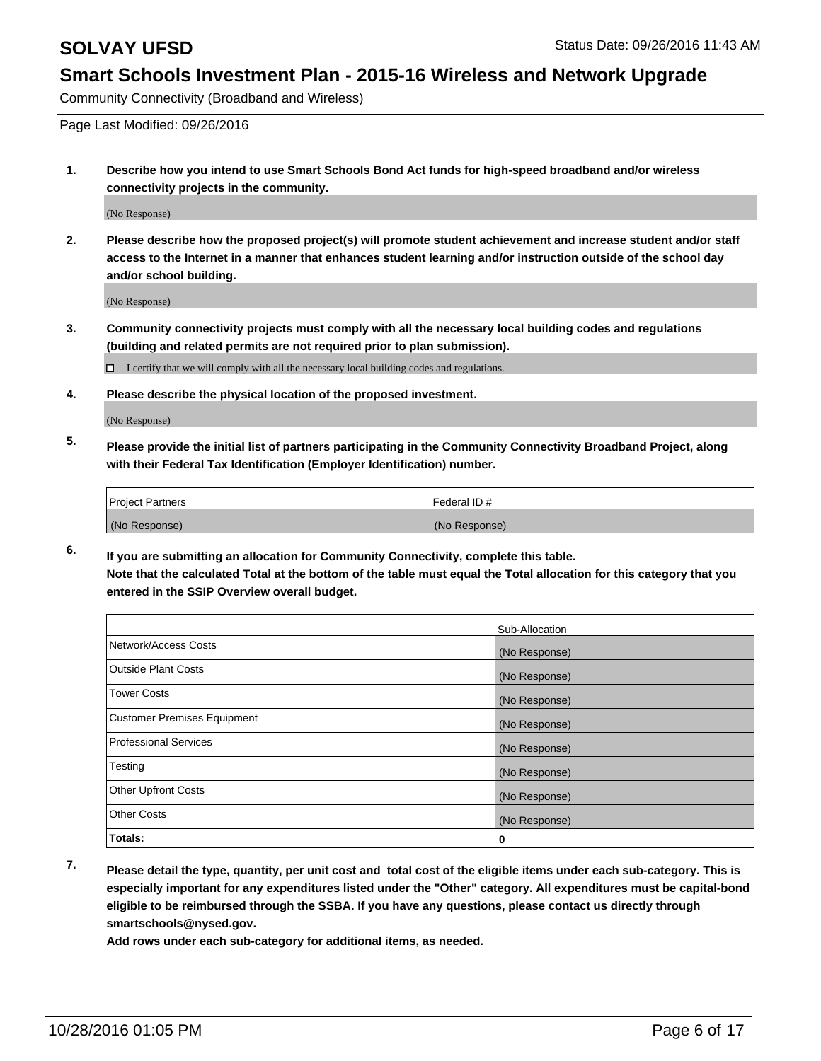# SOLVAY UFSD

Status Date: 09/26/2016 11:43 AM

## Smart Schools Investment Plan - 2015-16 Wireless and Network Upgrade

Community Connectivity (Broadband and Wireless)

Page Last Modified: 09/26/2016

**1. Describe how you intend to use Smart Schools Bond Act funds for high-speed broadband and/or wireless connectivity projects in the community.**

(No Response)

**2. Please describe how the proposed project(s) will promote student achievement and increase student and/or staff access to the Internet in a manner that enhances student learning and/or instruction outside of the school day and/or school building.**

(No Response)

**3. Community connectivity projects must comply with all the necessary local building codes and regulations (building and related permits are not required prior to plan submission).**

☐ I certify that we will comply with all the necessary local building codes and regulations.

**4. Please describe the physical location of the proposed investment.**

(No Response)

**5. Please provide the initial list of partners participating in the Community Connectivity Broadband Project, along with their Federal Tax Identification (Employer Identification) number.**

| Project Partners | Federal ID # |
|---|---|
| (No Response) | (No Response) |

**6. If you are submitting an allocation for Community Connectivity, complete this table. Note that the calculated Total at the bottom of the table must equal the Total allocation for this category that you entered in the SSIP Overview overall budget.**

| | Sub-Allocation |
|---|---|
| Network/Access Costs | (No Response) |
| Outside Plant Costs | (No Response) |
| Tower Costs | (No Response) |
| Customer Premises Equipment | (No Response) |
| Professional Services | (No Response) |
| Testing | (No Response) |
| Other Upfront Costs | (No Response) |
| Other Costs | (No Response) |
| **Totals:** | **0** |

**7. Please detail the type, quantity, per unit cost and total cost of the eligible items under each sub-category. This is especially important for any expenditures listed under the "Other" category. All expenditures must be capital-bond eligible to be reimbursed through the SSBA. If you have any questions, please contact us directly through smartschools@nysed.gov.**

**Add rows under each sub-category for additional items, as needed.**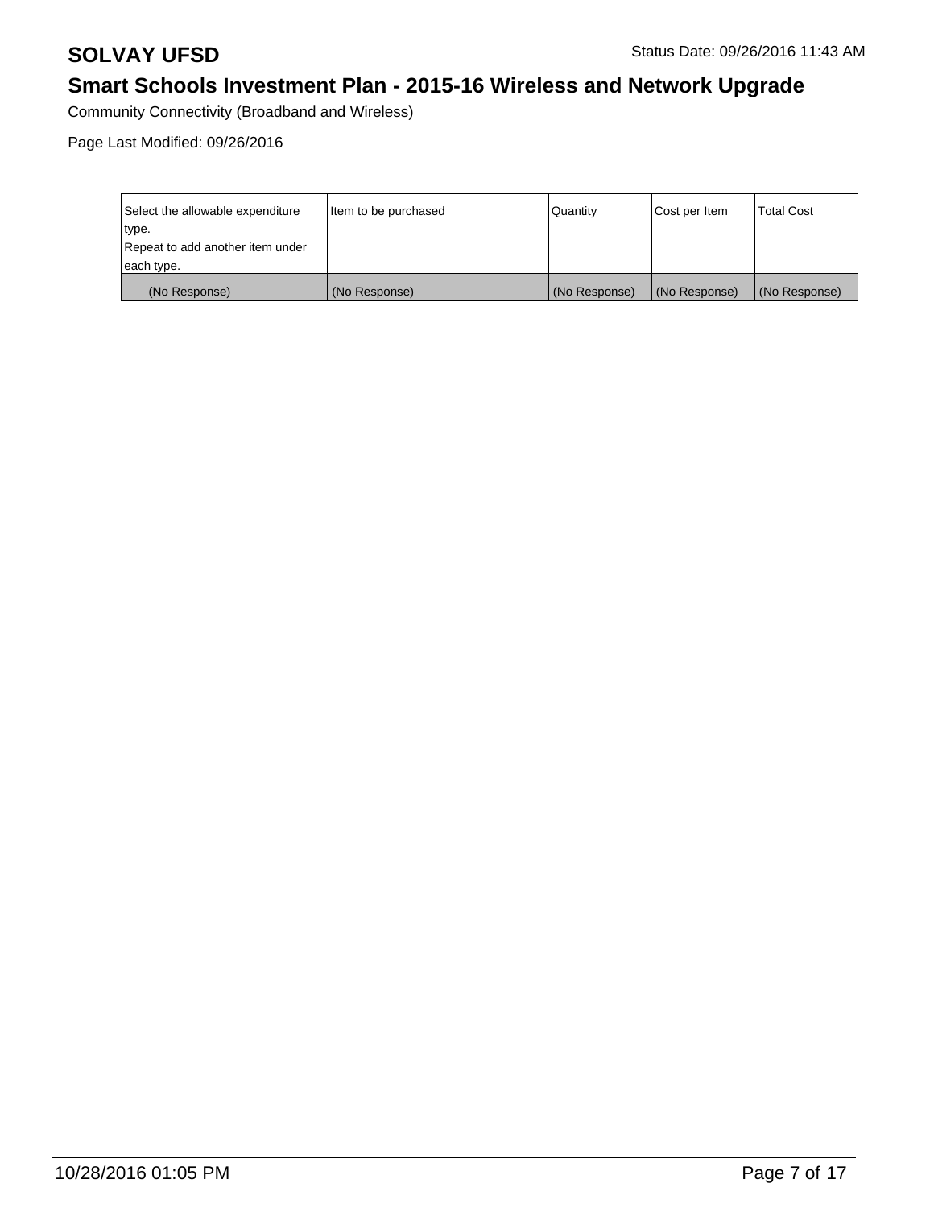# SOLVAY UFSD

Status Date: 09/26/2016 11:43 AM

## Smart Schools Investment Plan - 2015-16 Wireless and Network Upgrade

Community Connectivity (Broadband and Wireless)

Page Last Modified: 09/26/2016

| Select the allowable expenditure type. Repeat to add another item under each type. | Item to be purchased | Quantity | Cost per Item | Total Cost |
| --- | --- | --- | --- | --- |
| (No Response) | (No Response) | (No Response) | (No Response) | (No Response) |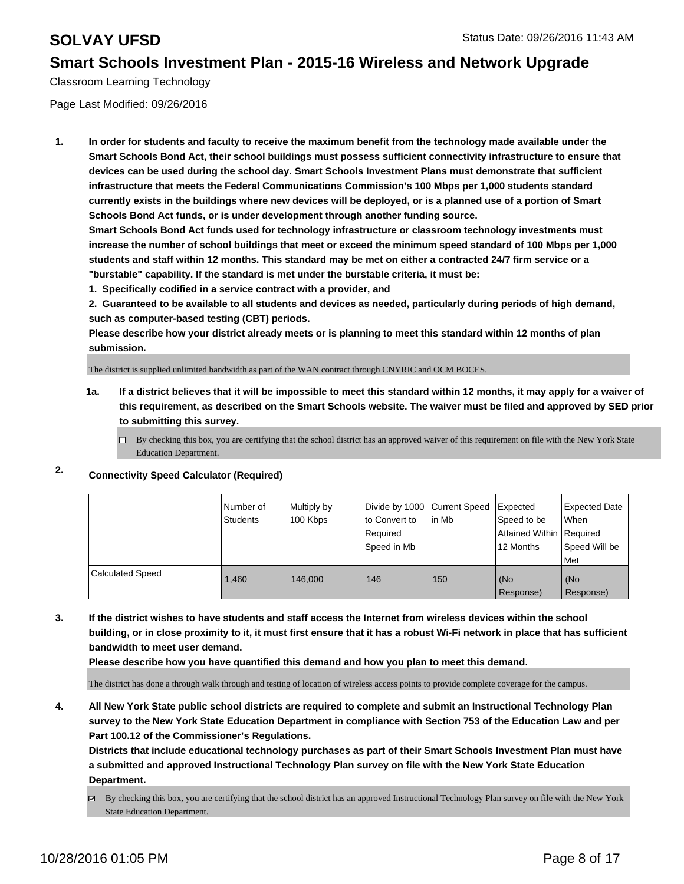# SOLVAY UFSD

Status Date: 09/26/2016 11:43 AM

## Smart Schools Investment Plan - 2015-16 Wireless and Network Upgrade

Classroom Learning Technology

Page Last Modified: 09/26/2016

1. **In order for students and faculty to receive the maximum benefit from the technology made available under the Smart Schools Bond Act, their school buildings must possess sufficient connectivity infrastructure to ensure that devices can be used during the school day. Smart Schools Investment Plans must demonstrate that sufficient infrastructure that meets the Federal Communications Commission's 100 Mbps per 1,000 students standard currently exists in the buildings where new devices will be deployed, or is a planned use of a portion of Smart Schools Bond Act funds, or is under development through another funding source.**

   **Smart Schools Bond Act funds used for technology infrastructure or classroom technology investments must increase the number of school buildings that meet or exceed the minimum speed standard of 100 Mbps per 1,000 students and staff within 12 months. This standard may be met on either a contracted 24/7 firm service or a "burstable" capability. If the standard is met under the burstable criteria, it must be:**

   **1. Specifically codified in a service contract with a provider, and**

   **2. Guaranteed to be available to all students and devices as needed, particularly during periods of high demand, such as computer-based testing (CBT) periods.**

   **Please describe how your district already meets or is planning to meet this standard within 12 months of plan submission.**

   The district is supplied unlimited bandwidth as part of the WAN contract through CNYRIC and OCM BOCES.

   **1a. If a district believes that it will be impossible to meet this standard within 12 months, it may apply for a waiver of this requirement, as described on the Smart Schools website. The waiver must be filed and approved by SED prior to submitting this survey.**

   ☐ By checking this box, you are certifying that the school district has an approved waiver of this requirement on file with the New York State Education Department.

2. **Connectivity Speed Calculator (Required)**

| | Number of Students | Multiply by 100 Kbps | Divide by 1000 to Convert to Required Speed in Mb | Current Speed in Mb | Expected Speed to be Attained Within 12 Months | Expected Date When Required Speed Will be Met |
|---|---|---|---|---|---|---|
| Calculated Speed | 1,460 | 146,000 | 146 | 150 | (No Response) | (No Response) |

3. **If the district wishes to have students and staff access the Internet from wireless devices within the school building, or in close proximity to it, it must first ensure that it has a robust Wi-Fi network in place that has sufficient bandwidth to meet user demand.**

   **Please describe how you have quantified this demand and how you plan to meet this demand.**

   The district has done a through walk through and testing of location of wireless access points to provide complete coverage for the campus.

4. **All New York State public school districts are required to complete and submit an Instructional Technology Plan survey to the New York State Education Department in compliance with Section 753 of the Education Law and per Part 100.12 of the Commissioner's Regulations.**

   **Districts that include educational technology purchases as part of their Smart Schools Investment Plan must have a submitted and approved Instructional Technology Plan survey on file with the New York State Education Department.**

   ☑ By checking this box, you are certifying that the school district has an approved Instructional Technology Plan survey on file with the New York State Education Department.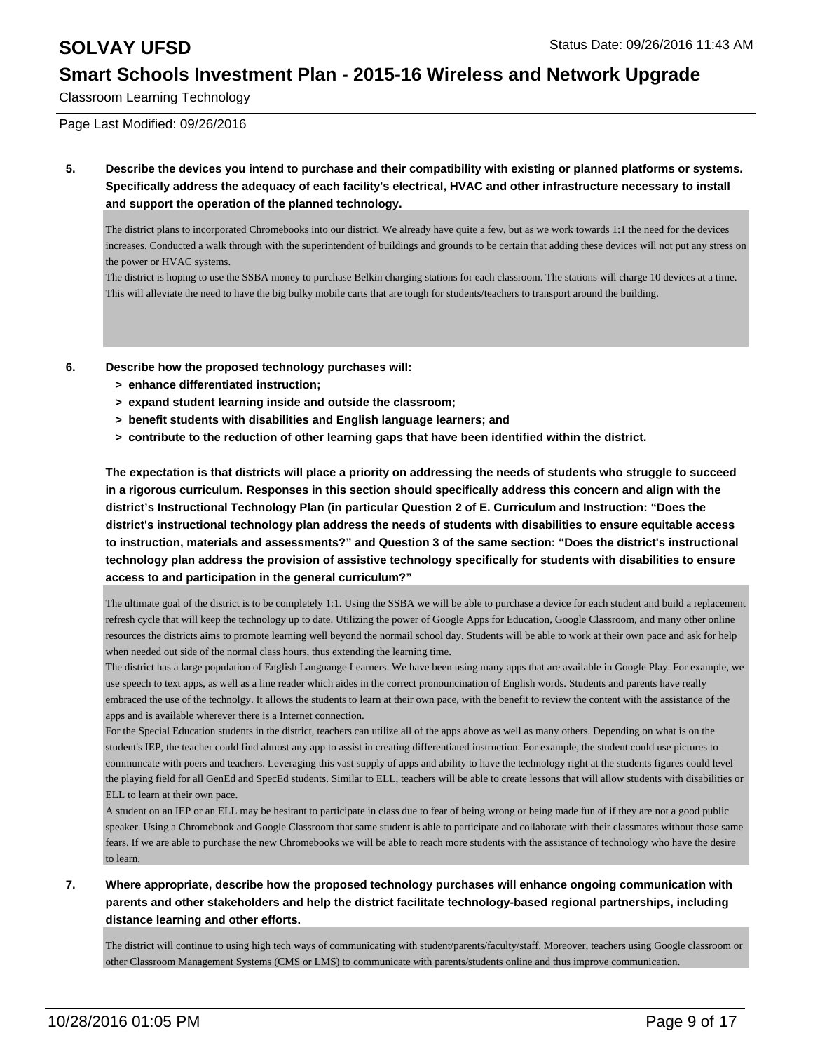Classroom Learning Technology

Page Last Modified: 09/26/2016

**5. Describe the devices you intend to purchase and their compatibility with existing or planned platforms or systems. Specifically address the adequacy of each facility's electrical, HVAC and other infrastructure necessary to install and support the operation of the planned technology.**

The district plans to incorporated Chromebooks into our district. We already have quite a few, but as we work towards 1:1 the need for the devices increases. Conducted a walk through with the superintendent of buildings and grounds to be certain that adding these devices will not put any stress on the power or HVAC systems.
The district is hoping to use the SSBA money to purchase Belkin charging stations for each classroom. The stations will charge 10 devices at a time. This will alleviate the need to have the big bulky mobile carts that are tough for students/teachers to transport around the building.

**6. Describe how the proposed technology purchases will:**

- **> enhance differentiated instruction;**
- **> expand student learning inside and outside the classroom;**
- **> benefit students with disabilities and English language learners; and**
- **> contribute to the reduction of other learning gaps that have been identified within the district.**

**The expectation is that districts will place a priority on addressing the needs of students who struggle to succeed in a rigorous curriculum. Responses in this section should specifically address this concern and align with the district's Instructional Technology Plan (in particular Question 2 of E. Curriculum and Instruction: "Does the district's instructional technology plan address the needs of students with disabilities to ensure equitable access to instruction, materials and assessments?" and Question 3 of the same section: "Does the district's instructional technology plan address the provision of assistive technology specifically for students with disabilities to ensure access to and participation in the general curriculum?"**

The ultimate goal of the district is to be completely 1:1. Using the SSBA we will be able to purchase a device for each student and build a replacement refresh cycle that will keep the technology up to date. Utilizing the power of Google Apps for Education, Google Classroom, and many other online resources the districts aims to promote learning well beyond the normail school day. Students will be able to work at their own pace and ask for help when needed out side of the normal class hours, thus extending the learning time.
The district has a large population of English Languange Learners. We have been using many apps that are available in Google Play. For example, we use speech to text apps, as well as a line reader which aides in the correct pronouncination of English words. Students and parents have really embraced the use of the technolgy. It allows the students to learn at their own pace, with the benefit to review the content with the assistance of the apps and is available wherever there is a Internet connection.
For the Special Education students in the district, teachers can utilize all of the apps above as well as many others. Depending on what is on the student's IEP, the teacher could find almost any app to assist in creating differentiated instruction. For example, the student could use pictures to communcate with poers and teachers. Leveraging this vast supply of apps and ability to have the technology right at the students figures could level the playing field for all GenEd and SpecEd students. Similar to ELL, teachers will be able to create lessons that will allow students with disabilities or ELL to learn at their own pace.
A student on an IEP or an ELL may be hesitant to participate in class due to fear of being wrong or being made fun of if they are not a good public speaker. Using a Chromebook and Google Classroom that same student is able to participate and collaborate with their classmates without those same fears. If we are able to purchase the new Chromebooks we will be able to reach more students with the assistance of technology who have the desire to learn.

**7. Where appropriate, describe how the proposed technology purchases will enhance ongoing communication with parents and other stakeholders and help the district facilitate technology-based regional partnerships, including distance learning and other efforts.**

The district will continue to using high tech ways of communicating with student/parents/faculty/staff. Moreover, teachers using Google classroom or other Classroom Management Systems (CMS or LMS) to communicate with parents/students online and thus improve communication.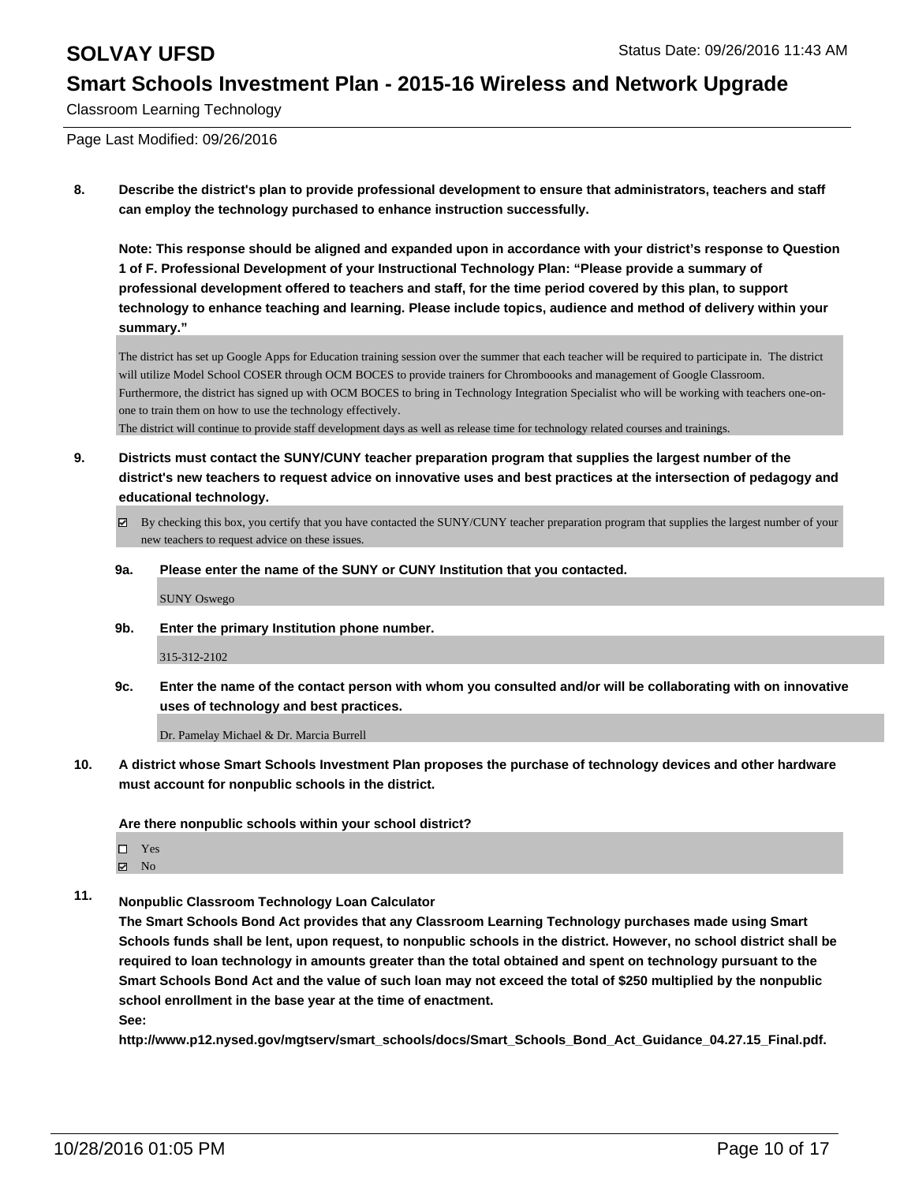Page Last Modified: 09/26/2016

**8. Describe the district's plan to provide professional development to ensure that administrators, teachers and staff can employ the technology purchased to enhance instruction successfully.**

**Note: This response should be aligned and expanded upon in accordance with your district's response to Question 1 of F. Professional Development of your Instructional Technology Plan: "Please provide a summary of professional development offered to teachers and staff, for the time period covered by this plan, to support technology to enhance teaching and learning. Please include topics, audience and method of delivery within your summary."**

The district has set up Google Apps for Education training session over the summer that each teacher will be required to participate in. The district will utilize Model School COSER through OCM BOCES to provide trainers for Chromboooks and management of Google Classroom.
Furthermore, the district has signed up with OCM BOCES to bring in Technology Integration Specialist who will be working with teachers one-on-one to train them on how to use the technology effectively.
The district will continue to provide staff development days as well as release time for technology related courses and trainings.

**9. Districts must contact the SUNY/CUNY teacher preparation program that supplies the largest number of the district's new teachers to request advice on innovative uses and best practices at the intersection of pedagogy and educational technology.**

☑ By checking this box, you certify that you have contacted the SUNY/CUNY teacher preparation program that supplies the largest number of your new teachers to request advice on these issues.

**9a. Please enter the name of the SUNY or CUNY Institution that you contacted.**

SUNY Oswego

**9b. Enter the primary Institution phone number.**

315-312-2102

**9c. Enter the name of the contact person with whom you consulted and/or will be collaborating with on innovative uses of technology and best practices.**

Dr. Pamelay Michael & Dr. Marcia Burrell

**10. A district whose Smart Schools Investment Plan proposes the purchase of technology devices and other hardware must account for nonpublic schools in the district.**

**Are there nonpublic schools within your school district?**

☐ Yes
☑ No

**11. Nonpublic Classroom Technology Loan Calculator**
**The Smart Schools Bond Act provides that any Classroom Learning Technology purchases made using Smart Schools funds shall be lent, upon request, to nonpublic schools in the district. However, no school district shall be required to loan technology in amounts greater than the total obtained and spent on technology pursuant to the Smart Schools Bond Act and the value of such loan may not exceed the total of $250 multiplied by the nonpublic school enrollment in the base year at the time of enactment.**
**See:**
**http://www.p12.nysed.gov/mgtserv/smart_schools/docs/Smart_Schools_Bond_Act_Guidance_04.27.15_Final.pdf.**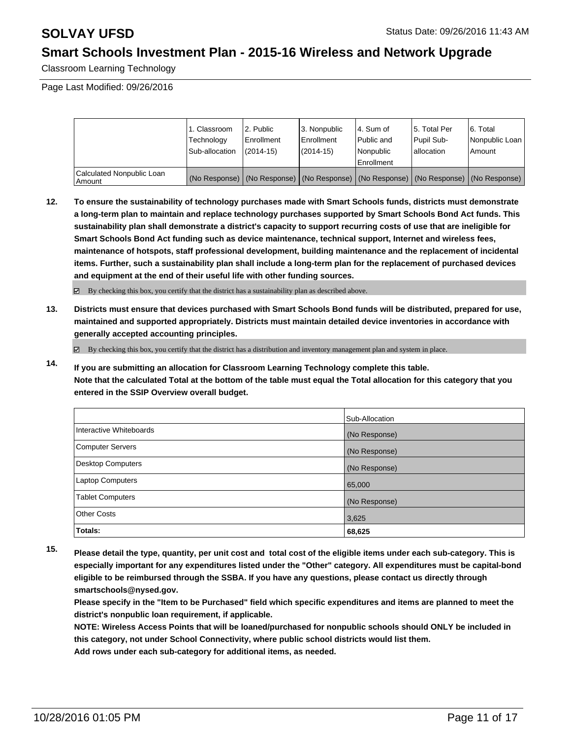| | 1. Classroom Technology Sub-allocation | 2. Public Enrollment (2014-15) | 3. Nonpublic Enrollment (2014-15) | 4. Sum of Public and Nonpublic Enrollment | 5. Total Per Pupil Sub-allocation | 6. Total Nonpublic Loan Amount |
|---|---|---|---|---|---|---|
| Calculated Nonpublic Loan Amount | (No Response) | (No Response) | (No Response) | (No Response) | (No Response) | (No Response) |

**12. To ensure the sustainability of technology purchases made with Smart Schools funds, districts must demonstrate a long-term plan to maintain and replace technology purchases supported by Smart Schools Bond Act funds. This sustainability plan shall demonstrate a district's capacity to support recurring costs of use that are ineligible for Smart Schools Bond Act funding such as device maintenance, technical support, Internet and wireless fees, maintenance of hotspots, staff professional development, building maintenance and the replacement of incidental items. Further, such a sustainability plan shall include a long-term plan for the replacement of purchased devices and equipment at the end of their useful life with other funding sources.**

☑ By checking this box, you certify that the district has a sustainability plan as described above.

**13. Districts must ensure that devices purchased with Smart Schools Bond funds will be distributed, prepared for use, maintained and supported appropriately. Districts must maintain detailed device inventories in accordance with generally accepted accounting principles.**

☑ By checking this box, you certify that the district has a distribution and inventory management plan and system in place.

**14. If you are submitting an allocation for Classroom Learning Technology complete this table. Note that the calculated Total at the bottom of the table must equal the Total allocation for this category that you entered in the SSIP Overview overall budget.**

| | Sub-Allocation |
|---|---|
| Interactive Whiteboards | (No Response) |
| Computer Servers | (No Response) |
| Desktop Computers | (No Response) |
| Laptop Computers | 65,000 |
| Tablet Computers | (No Response) |
| Other Costs | 3,625 |
| **Totals:** | **68,625** |

**15. Please detail the type, quantity, per unit cost and total cost of the eligible items under each sub-category. This is especially important for any expenditures listed under the "Other" category. All expenditures must be capital-bond eligible to be reimbursed through the SSBA. If you have any questions, please contact us directly through smartschools@nysed.gov.**

**Please specify in the "Item to be Purchased" field which specific expenditures and items are planned to meet the district's nonpublic loan requirement, if applicable.**

**NOTE: Wireless Access Points that will be loaned/purchased for nonpublic schools should ONLY be included in this category, not under School Connectivity, where public school districts would list them.**

**Add rows under each sub-category for additional items, as needed.**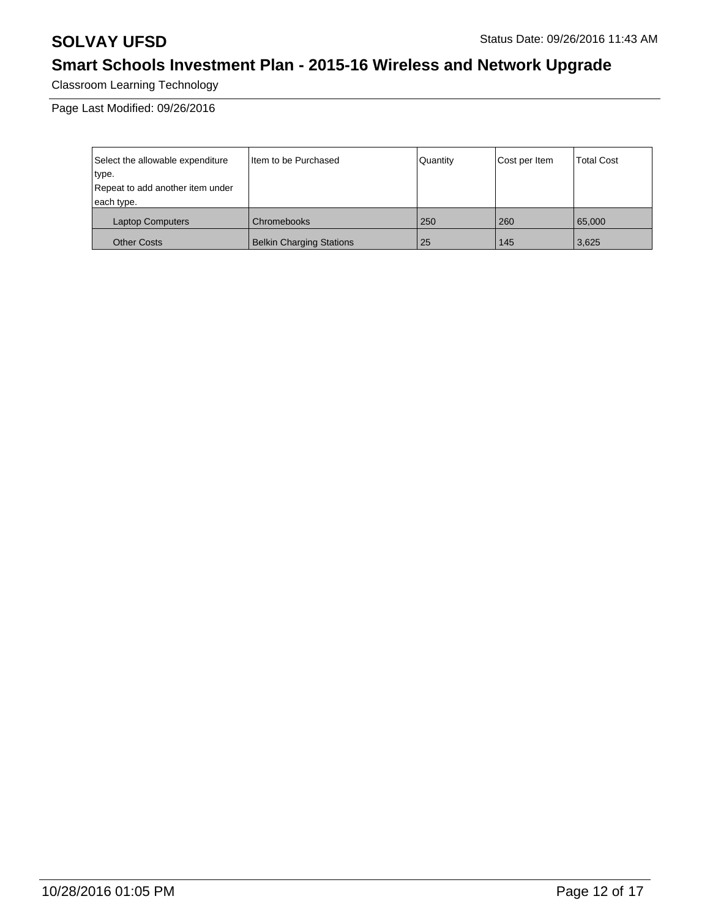# SOLVAY UFSD

Status Date: 09/26/2016 11:43 AM

## Smart Schools Investment Plan - 2015-16 Wireless and Network Upgrade

Classroom Learning Technology

Page Last Modified: 09/26/2016

| Select the allowable expenditure type.<br>Repeat to add another item under each type. | Item to be Purchased | Quantity | Cost per Item | Total Cost |
|---|---|---|---|---|
| Laptop Computers | Chromebooks | 250 | 260 | 65,000 |
| Other Costs | Belkin Charging Stations | 25 | 145 | 3,625 |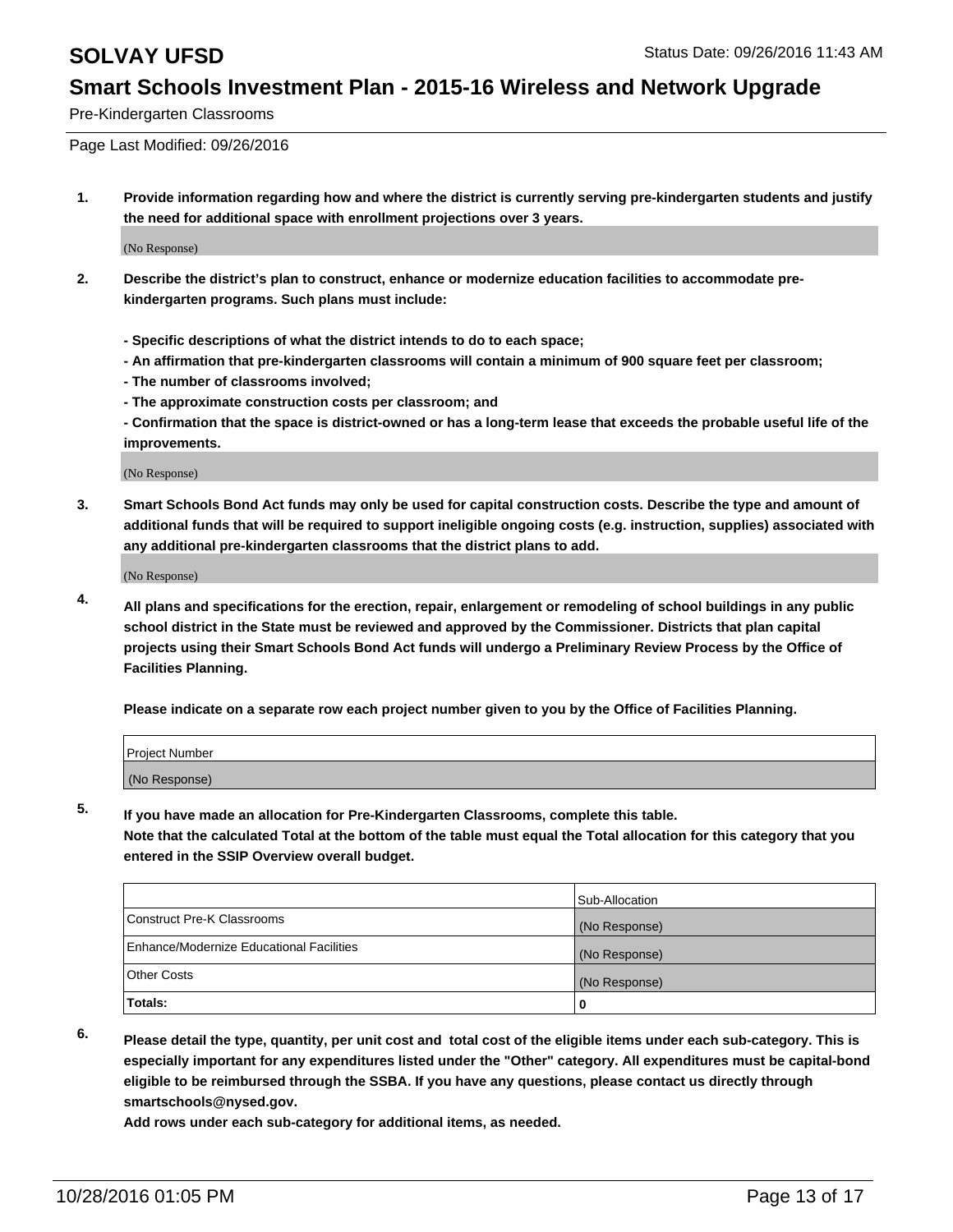# SOLVAY UFSD

Status Date: 09/26/2016 11:43 AM

## Smart Schools Investment Plan - 2015-16 Wireless and Network Upgrade

Pre-Kindergarten Classrooms

Page Last Modified: 09/26/2016

**1. Provide information regarding how and where the district is currently serving pre-kindergarten students and justify the need for additional space with enrollment projections over 3 years.**

(No Response)

**2. Describe the district's plan to construct, enhance or modernize education facilities to accommodate pre-kindergarten programs. Such plans must include:**

**- Specific descriptions of what the district intends to do to each space;**
**- An affirmation that pre-kindergarten classrooms will contain a minimum of 900 square feet per classroom;**
**- The number of classrooms involved;**
**- The approximate construction costs per classroom; and**
**- Confirmation that the space is district-owned or has a long-term lease that exceeds the probable useful life of the improvements.**

(No Response)

**3. Smart Schools Bond Act funds may only be used for capital construction costs. Describe the type and amount of additional funds that will be required to support ineligible ongoing costs (e.g. instruction, supplies) associated with any additional pre-kindergarten classrooms that the district plans to add.**

(No Response)

**4. All plans and specifications for the erection, repair, enlargement or remodeling of school buildings in any public school district in the State must be reviewed and approved by the Commissioner. Districts that plan capital projects using their Smart Schools Bond Act funds will undergo a Preliminary Review Process by the Office of Facilities Planning.**

**Please indicate on a separate row each project number given to you by the Office of Facilities Planning.**

| Project Number |
|---|
| (No Response) |

**5. If you have made an allocation for Pre-Kindergarten Classrooms, complete this table. Note that the calculated Total at the bottom of the table must equal the Total allocation for this category that you entered in the SSIP Overview overall budget.**

| | Sub-Allocation |
|---|---|
| Construct Pre-K Classrooms | (No Response) |
| Enhance/Modernize Educational Facilities | (No Response) |
| Other Costs | (No Response) |
| **Totals:** | **0** |

**6. Please detail the type, quantity, per unit cost and total cost of the eligible items under each sub-category. This is especially important for any expenditures listed under the "Other" category. All expenditures must be capital-bond eligible to be reimbursed through the SSBA. If you have any questions, please contact us directly through smartschools@nysed.gov.**
**Add rows under each sub-category for additional items, as needed.**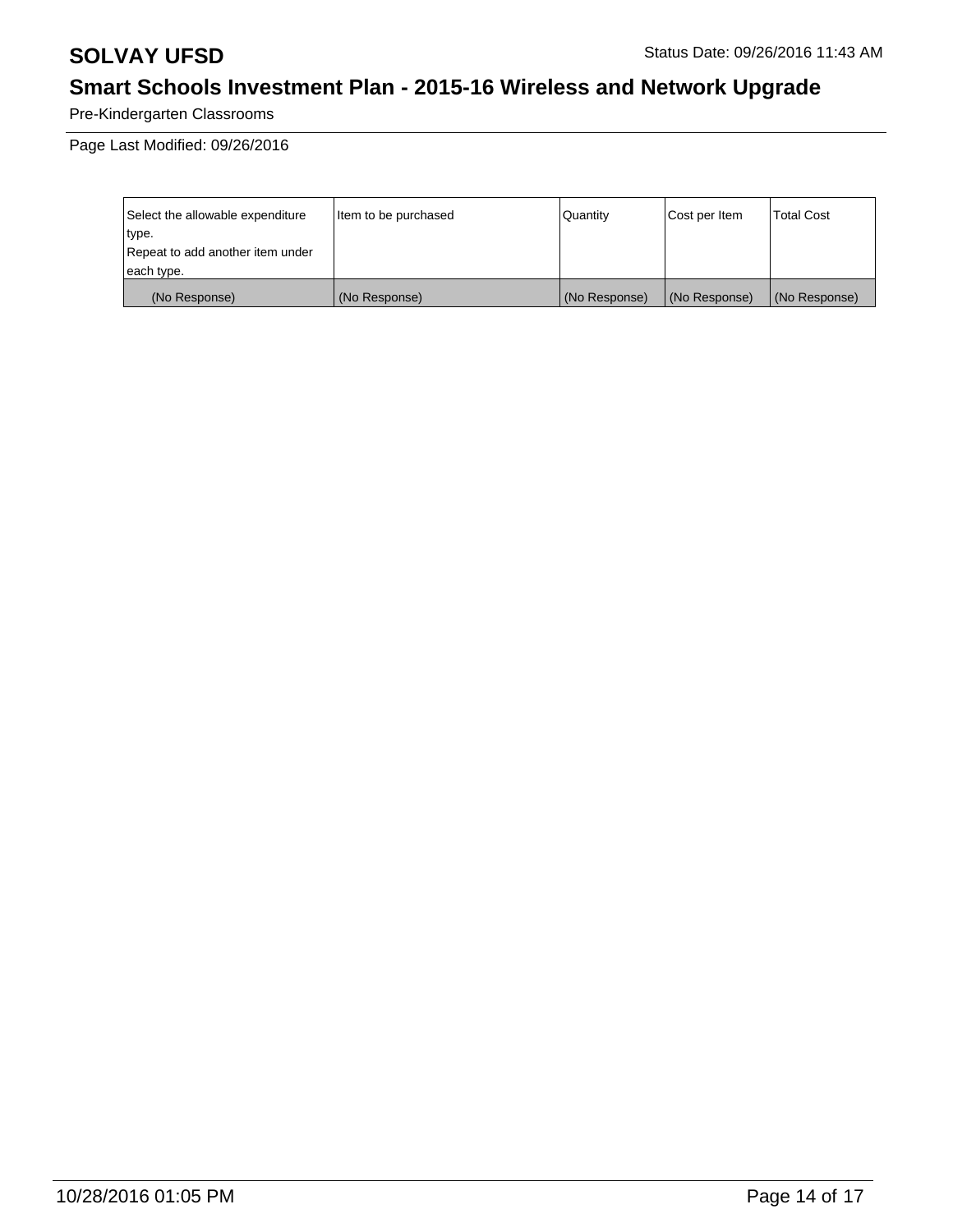Pre-Kindergarten Classrooms

Page Last Modified: 09/26/2016

| Select the allowable expenditure type. Repeat to add another item under each type. | Item to be purchased | Quantity | Cost per Item | Total Cost |
| --- | --- | --- | --- | --- |
| (No Response) | (No Response) | (No Response) | (No Response) | (No Response) |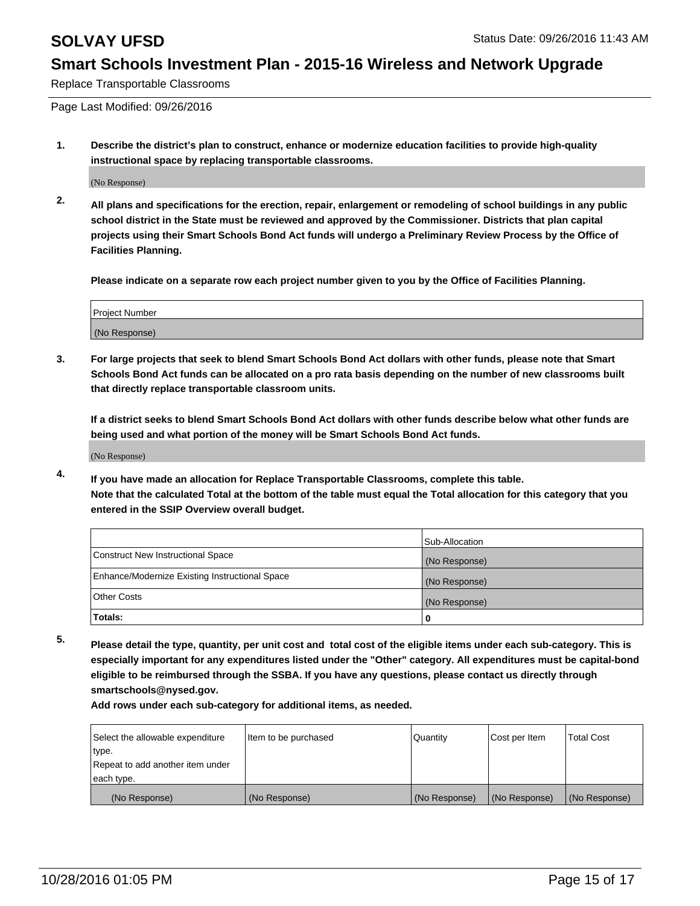# SOLVAY UFSD

## Smart Schools Investment Plan - 2015-16 Wireless and Network Upgrade

Replace Transportable Classrooms

Status Date: 09/26/2016 11:43 AM

Page Last Modified: 09/26/2016

**1. Describe the district's plan to construct, enhance or modernize education facilities to provide high-quality instructional space by replacing transportable classrooms.**

(No Response)

**2. All plans and specifications for the erection, repair, enlargement or remodeling of school buildings in any public school district in the State must be reviewed and approved by the Commissioner. Districts that plan capital projects using their Smart Schools Bond Act funds will undergo a Preliminary Review Process by the Office of Facilities Planning.**

**Please indicate on a separate row each project number given to you by the Office of Facilities Planning.**

| Project Number |
| --- |
| (No Response) |

**3. For large projects that seek to blend Smart Schools Bond Act dollars with other funds, please note that Smart Schools Bond Act funds can be allocated on a pro rata basis depending on the number of new classrooms built that directly replace transportable classroom units.**

**If a district seeks to blend Smart Schools Bond Act dollars with other funds describe below what other funds are being used and what portion of the money will be Smart Schools Bond Act funds.**

(No Response)

**4. If you have made an allocation for Replace Transportable Classrooms, complete this table. Note that the calculated Total at the bottom of the table must equal the Total allocation for this category that you entered in the SSIP Overview overall budget.**

| | Sub-Allocation |
| --- | --- |
| Construct New Instructional Space | (No Response) |
| Enhance/Modernize Existing Instructional Space | (No Response) |
| Other Costs | (No Response) |
| **Totals:** | **0** |

**5. Please detail the type, quantity, per unit cost and total cost of the eligible items under each sub-category. This is especially important for any expenditures listed under the "Other" category. All expenditures must be capital-bond eligible to be reimbursed through the SSBA. If you have any questions, please contact us directly through smartschools@nysed.gov.**

**Add rows under each sub-category for additional items, as needed.**

| Select the allowable expenditure type. Repeat to add another item under each type. | Item to be purchased | Quantity | Cost per Item | Total Cost |
| --- | --- | --- | --- | --- |
| (No Response) | (No Response) | (No Response) | (No Response) | (No Response) |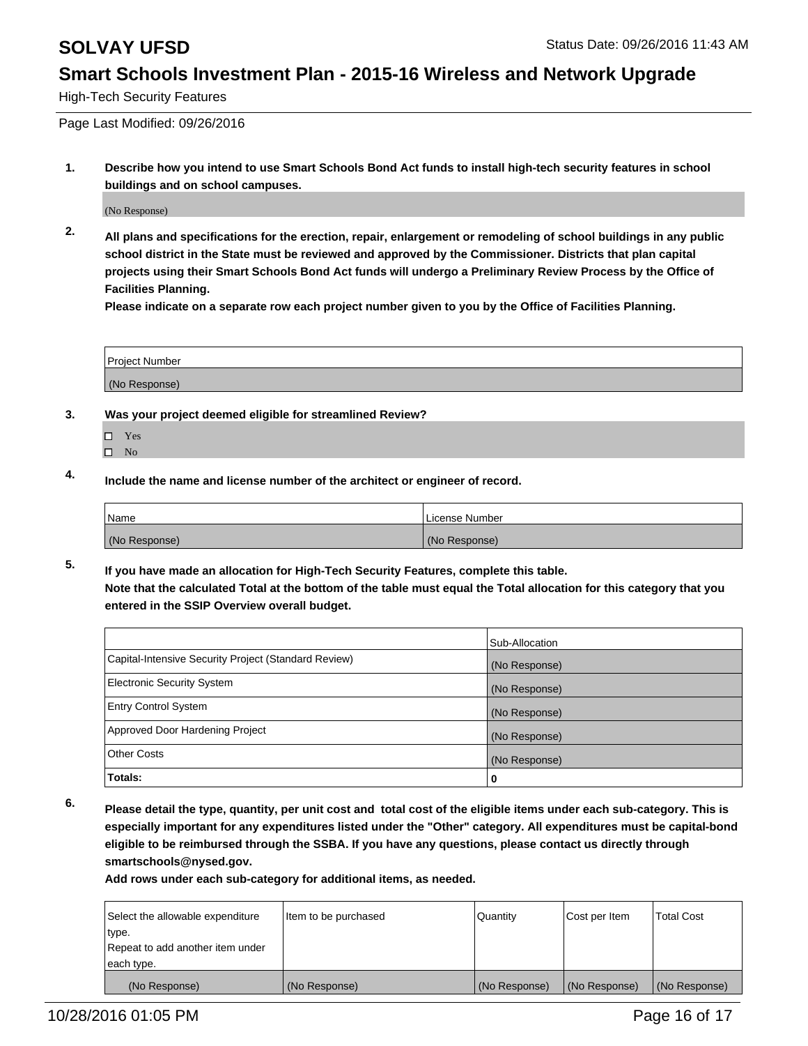# SOLVAY UFSD

Status Date: 09/26/2016 11:43 AM

## Smart Schools Investment Plan - 2015-16 Wireless and Network Upgrade

High-Tech Security Features

Page Last Modified: 09/26/2016

**1. Describe how you intend to use Smart Schools Bond Act funds to install high-tech security features in school buildings and on school campuses.**

(No Response)

**2. All plans and specifications for the erection, repair, enlargement or remodeling of school buildings in any public school district in the State must be reviewed and approved by the Commissioner. Districts that plan capital projects using their Smart Schools Bond Act funds will undergo a Preliminary Review Process by the Office of Facilities Planning.**
**Please indicate on a separate row each project number given to you by the Office of Facilities Planning.**

| Project Number |
| --- |
| (No Response) |

**3. Was your project deemed eligible for streamlined Review?**

- ☐ Yes
- ☐ No

**4. Include the name and license number of the architect or engineer of record.**

| Name | License Number |
| --- | --- |
| (No Response) | (No Response) |

**5. If you have made an allocation for High-Tech Security Features, complete this table.**
**Note that the calculated Total at the bottom of the table must equal the Total allocation for this category that you entered in the SSIP Overview overall budget.**

| | Sub-Allocation |
| --- | --- |
| Capital-Intensive Security Project (Standard Review) | (No Response) |
| Electronic Security System | (No Response) |
| Entry Control System | (No Response) |
| Approved Door Hardening Project | (No Response) |
| Other Costs | (No Response) |
| **Totals:** | **0** |

**6. Please detail the type, quantity, per unit cost and total cost of the eligible items under each sub-category. This is especially important for any expenditures listed under the "Other" category. All expenditures must be capital-bond eligible to be reimbursed through the SSBA. If you have any questions, please contact us directly through smartschools@nysed.gov.**
**Add rows under each sub-category for additional items, as needed.**

| Select the allowable expenditure type. Repeat to add another item under each type. | Item to be purchased | Quantity | Cost per Item | Total Cost |
| --- | --- | --- | --- | --- |
| (No Response) | (No Response) | (No Response) | (No Response) | (No Response) |